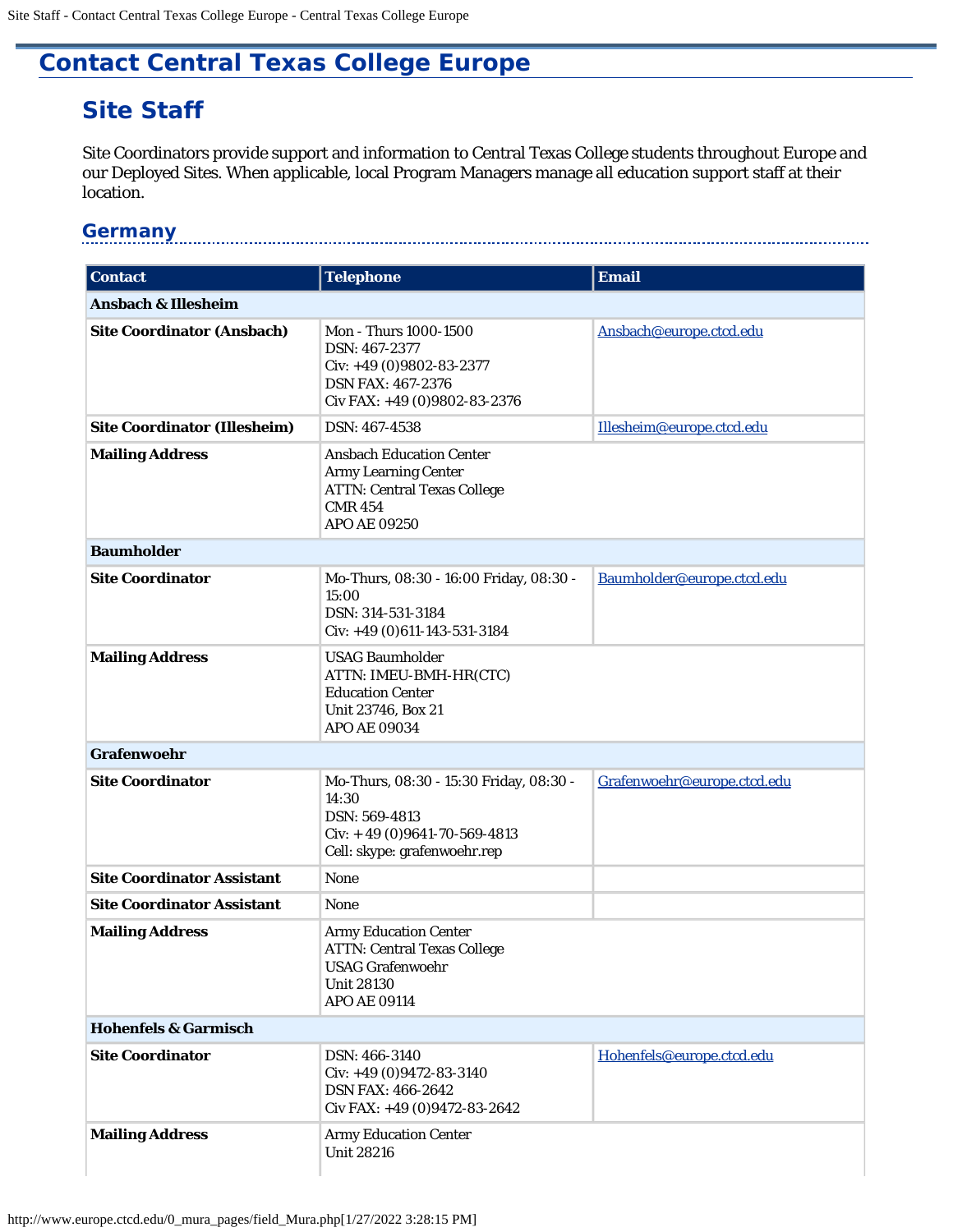# Contact Central Texas College Europe

## Site Staff

Site Coordinators provide support and information to Central Texas College students throughout Europe and our Deployed Sites. When applicable, local Program Managers manage all education support staff at their location.

### Germany

| Contact | Telephone | Email |
|---|---|---|
| **Ansbach & Illesheim** | | |
| **Site Coordinator (Ansbach)** | Mon - Thurs 1000-1500<br>DSN: 467-2377<br>Civ: +49 (0)9802-83-2377<br>DSN FAX: 467-2376<br>Civ FAX: +49 (0)9802-83-2376 | Ansbach@europe.ctcd.edu |
| **Site Coordinator (Illesheim)** | DSN: 467-4538 | Illesheim@europe.ctcd.edu |
| **Mailing Address** | Ansbach Education Center<br>Army Learning Center<br>ATTN: Central Texas College<br>CMR 454<br>APO AE 09250 | |
| **Baumholder** | | |
| **Site Coordinator** | Mo-Thurs, 08:30 - 16:00 Friday, 08:30 - 15:00<br>DSN: 314-531-3184<br>Civ: +49 (0)611-143-531-3184 | Baumholder@europe.ctcd.edu |
| **Mailing Address** | USAG Baumholder<br>ATTN: IMEU-BMH-HR(CTC)<br>Education Center<br>Unit 23746, Box 21<br>APO AE 09034 | |
| **Grafenwoehr** | | |
| **Site Coordinator** | Mo-Thurs, 08:30 - 15:30 Friday, 08:30 - 14:30<br>DSN: 569-4813<br>Civ: +49 (0)9641-70-569-4813<br>Cell: skype: grafenwoehr.rep | Grafenwoehr@europe.ctcd.edu |
| **Site Coordinator Assistant** | None | |
| **Site Coordinator Assistant** | None | |
| **Mailing Address** | Army Education Center<br>ATTN: Central Texas College<br>USAG Grafenwoehr<br>Unit 28130<br>APO AE 09114 | |
| **Hohenfels & Garmisch** | | |
| **Site Coordinator** | DSN: 466-3140<br>Civ: +49 (0)9472-83-3140<br>DSN FAX: 466-2642<br>Civ FAX: +49 (0)9472-83-2642 | Hohenfels@europe.ctcd.edu |
| **Mailing Address** | Army Education Center<br>Unit 28216 | |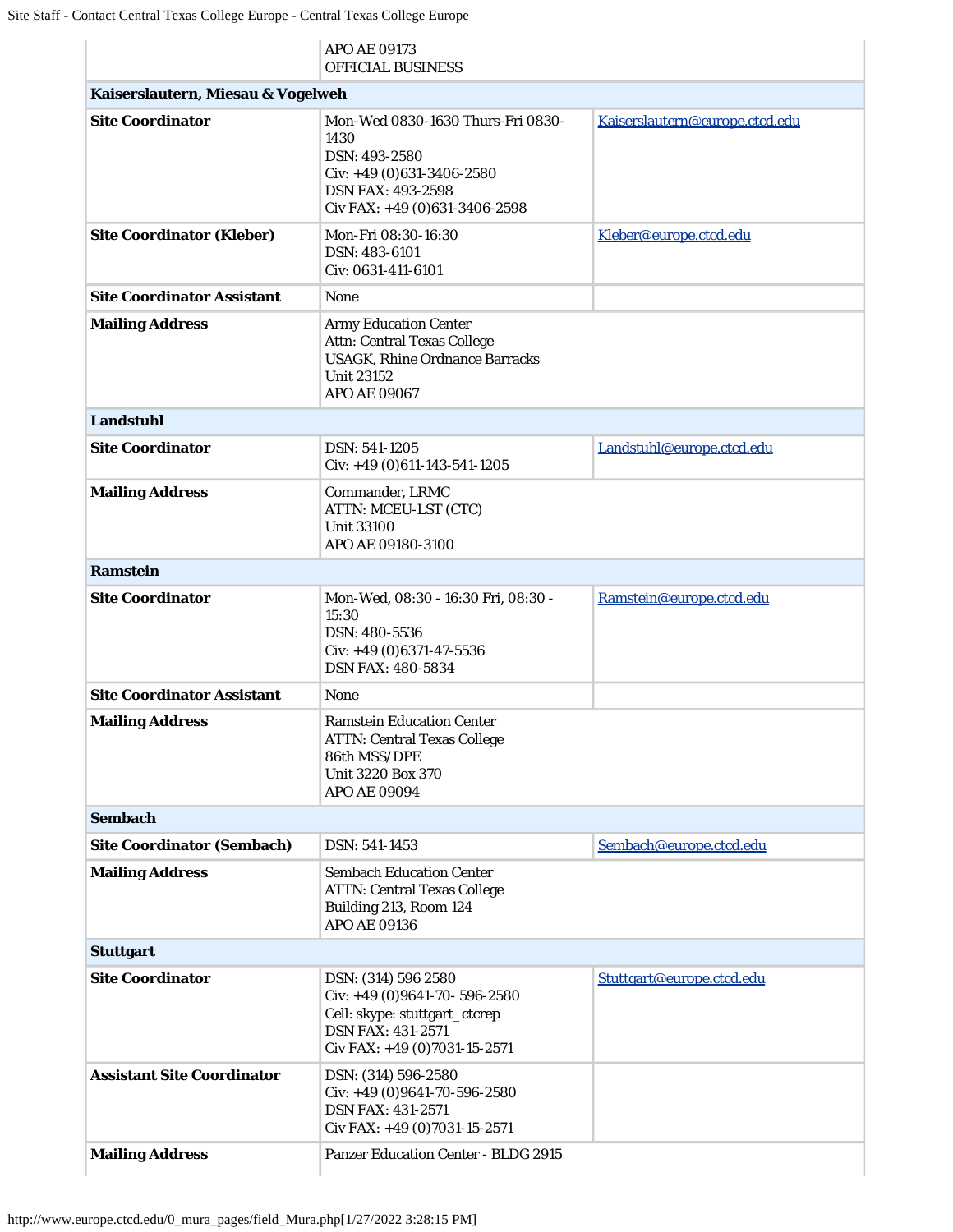| | | |
|---|---|---|
| | APO AE 09173<br>OFFICIAL BUSINESS | |
| **Kaiserslautern, Miesau & Vogelweh** | | |
| **Site Coordinator** | Mon-Wed 0830-1630 Thurs-Fri 0830-1430<br>DSN: 493-2580<br>Civ: +49 (0)631-3406-2580<br>DSN FAX: 493-2598<br>Civ FAX: +49 (0)631-3406-2598 | Kaiserslautern@europe.ctcd.edu |
| **Site Coordinator (Kleber)** | Mon-Fri 08:30-16:30<br>DSN: 483-6101<br>Civ: 0631-411-6101 | Kleber@europe.ctcd.edu |
| **Site Coordinator Assistant** | None | |
| **Mailing Address** | Army Education Center<br>Attn: Central Texas College<br>USAGK, Rhine Ordnance Barracks<br>Unit 23152<br>APO AE 09067 | |
| **Landstuhl** | | |
| **Site Coordinator** | DSN: 541-1205<br>Civ: +49 (0)611-143-541-1205 | Landstuhl@europe.ctcd.edu |
| **Mailing Address** | Commander, LRMC<br>ATTN: MCEU-LST (CTC)<br>Unit 33100<br>APO AE 09180-3100 | |
| **Ramstein** | | |
| **Site Coordinator** | Mon-Wed, 08:30 - 16:30 Fri, 08:30 - 15:30<br>DSN: 480-5536<br>Civ: +49 (0)6371-47-5536<br>DSN FAX: 480-5834 | Ramstein@europe.ctcd.edu |
| **Site Coordinator Assistant** | None | |
| **Mailing Address** | Ramstein Education Center<br>ATTN: Central Texas College<br>86th MSS/DPE<br>Unit 3220 Box 370<br>APO AE 09094 | |
| **Sembach** | | |
| **Site Coordinator (Sembach)** | DSN: 541-1453 | Sembach@europe.ctcd.edu |
| **Mailing Address** | Sembach Education Center<br>ATTN: Central Texas College<br>Building 213, Room 124<br>APO AE 09136 | |
| **Stuttgart** | | |
| **Site Coordinator** | DSN: (314) 596 2580<br>Civ: +49 (0)9641-70- 596-2580<br>Cell: skype: stuttgart_ctcrep<br>DSN FAX: 431-2571<br>Civ FAX: +49 (0)7031-15-2571 | Stuttgart@europe.ctcd.edu |
| **Assistant Site Coordinator** | DSN: (314) 596-2580<br>Civ: +49 (0)9641-70-596-2580<br>DSN FAX: 431-2571<br>Civ FAX: +49 (0)7031-15-2571 | |
| **Mailing Address** | Panzer Education Center - BLDG 2915 | |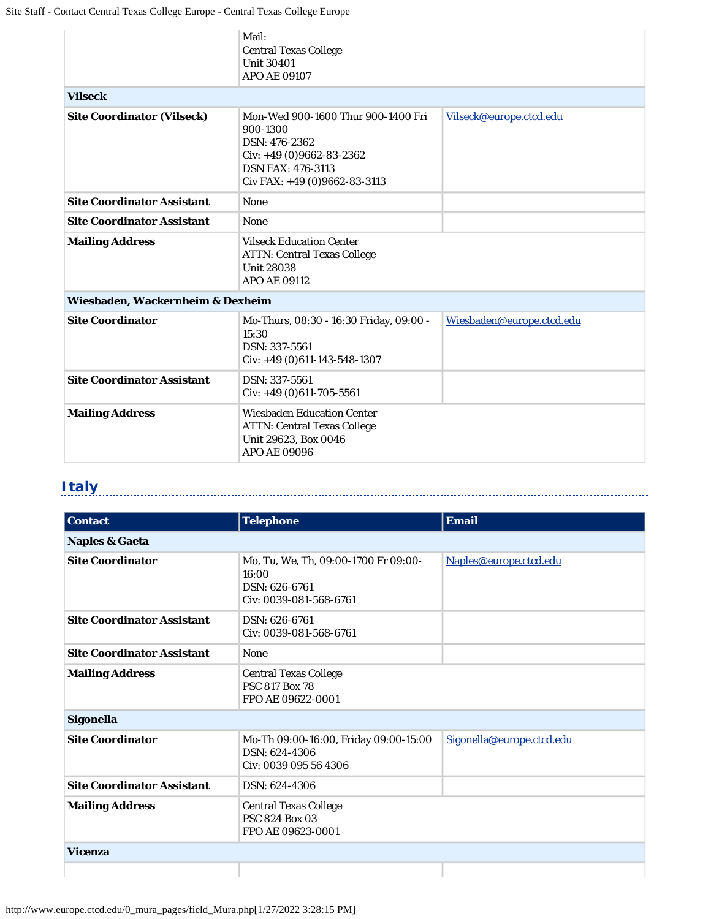| | | |
|---|---|---|
| | Mail:<br>Central Texas College<br>Unit 30401<br>APO AE 09107 | |
| **Vilseck** | | |
| **Site Coordinator (Vilseck)** | Mon-Wed 900-1600 Thur 900-1400 Fri 900-1300<br>DSN: 476-2362<br>Civ: +49 (0)9662-83-2362<br>DSN FAX: 476-3113<br>Civ FAX: +49 (0)9662-83-3113 | Vilseck@europe.ctcd.edu |
| **Site Coordinator Assistant** | None | |
| **Site Coordinator Assistant** | None | |
| **Mailing Address** | Vilseck Education Center<br>ATTN: Central Texas College<br>Unit 28038<br>APO AE 09112 | |
| **Wiesbaden, Wackernheim & Dexheim** | | |
| **Site Coordinator** | Mo-Thurs, 08:30 - 16:30 Friday, 09:00 - 15:30<br>DSN: 337-5561<br>Civ: +49 (0)611-143-548-1307 | Wiesbaden@europe.ctcd.edu |
| **Site Coordinator Assistant** | DSN: 337-5561<br>Civ: +49 (0)611-705-5561 | |
| **Mailing Address** | Wiesbaden Education Center<br>ATTN: Central Texas College<br>Unit 29623, Box 0046<br>APO AE 09096 | |

## Italy

| Contact | Telephone | Email |
|---|---|---|
| **Naples & Gaeta** | | |
| **Site Coordinator** | Mo, Tu, We, Th, 09:00-1700 Fr 09:00-16:00<br>DSN: 626-6761<br>Civ: 0039-081-568-6761 | Naples@europe.ctcd.edu |
| **Site Coordinator Assistant** | DSN: 626-6761<br>Civ: 0039-081-568-6761 | |
| **Site Coordinator Assistant** | None | |
| **Mailing Address** | Central Texas College<br>PSC 817 Box 78<br>FPO AE 09622-0001 | |
| **Sigonella** | | |
| **Site Coordinator** | Mo-Th 09:00-16:00, Friday 09:00-15:00<br>DSN: 624-4306<br>Civ: 0039 095 56 4306 | Sigonella@europe.ctcd.edu |
| **Site Coordinator Assistant** | DSN: 624-4306 | |
| **Mailing Address** | Central Texas College<br>PSC 824 Box 03<br>FPO AE 09623-0001 | |
| **Vicenza** | | |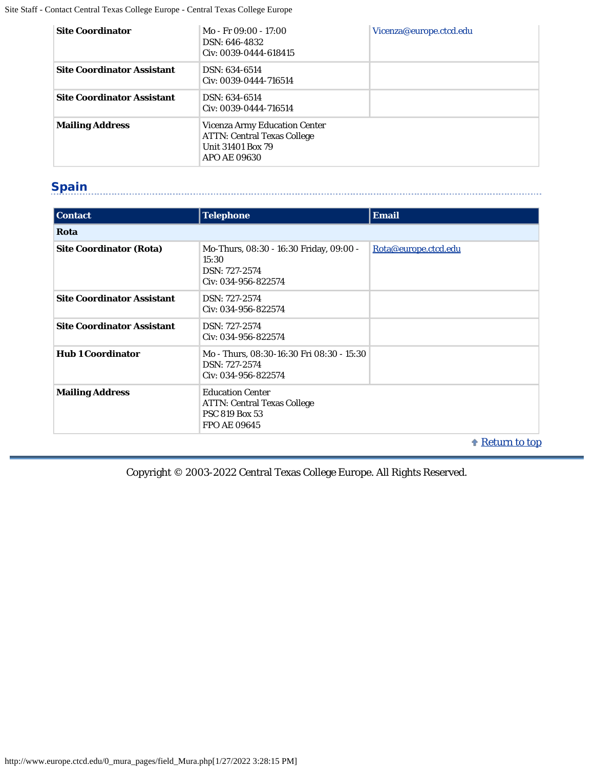| | | |
|---|---|---|
| **Site Coordinator** | Mo - Fr 09:00 - 17:00<br>DSN: 646-4832<br>Civ: 0039-0444-618415 | Vicenza@europe.ctcd.edu |
| **Site Coordinator Assistant** | DSN: 634-6514<br>Civ: 0039-0444-716514 | |
| **Site Coordinator Assistant** | DSN: 634-6514<br>Civ: 0039-0444-716514 | |
| **Mailing Address** | Vicenza Army Education Center<br>ATTN: Central Texas College<br>Unit 31401 Box 79<br>APO AE 09630 | |

## Spain

| Contact | Telephone | Email |
|---|---|---|
| **Rota** | | |
| **Site Coordinator (Rota)** | Mo-Thurs, 08:30 - 16:30 Friday, 09:00 - 15:30<br>DSN: 727-2574<br>Civ: 034-956-822574 | Rota@europe.ctcd.edu |
| **Site Coordinator Assistant** | DSN: 727-2574<br>Civ: 034-956-822574 | |
| **Site Coordinator Assistant** | DSN: 727-2574<br>Civ: 034-956-822574 | |
| **Hub 1 Coordinator** | Mo - Thurs, 08:30-16:30 Fri 08:30 - 15:30<br>DSN: 727-2574<br>Civ: 034-956-822574 | |
| **Mailing Address** | Education Center<br>ATTN: Central Texas College<br>PSC 819 Box 53<br>FPO AE 09645 | |

Return to top

Copyright © 2003-2022 Central Texas College Europe. All Rights Reserved.